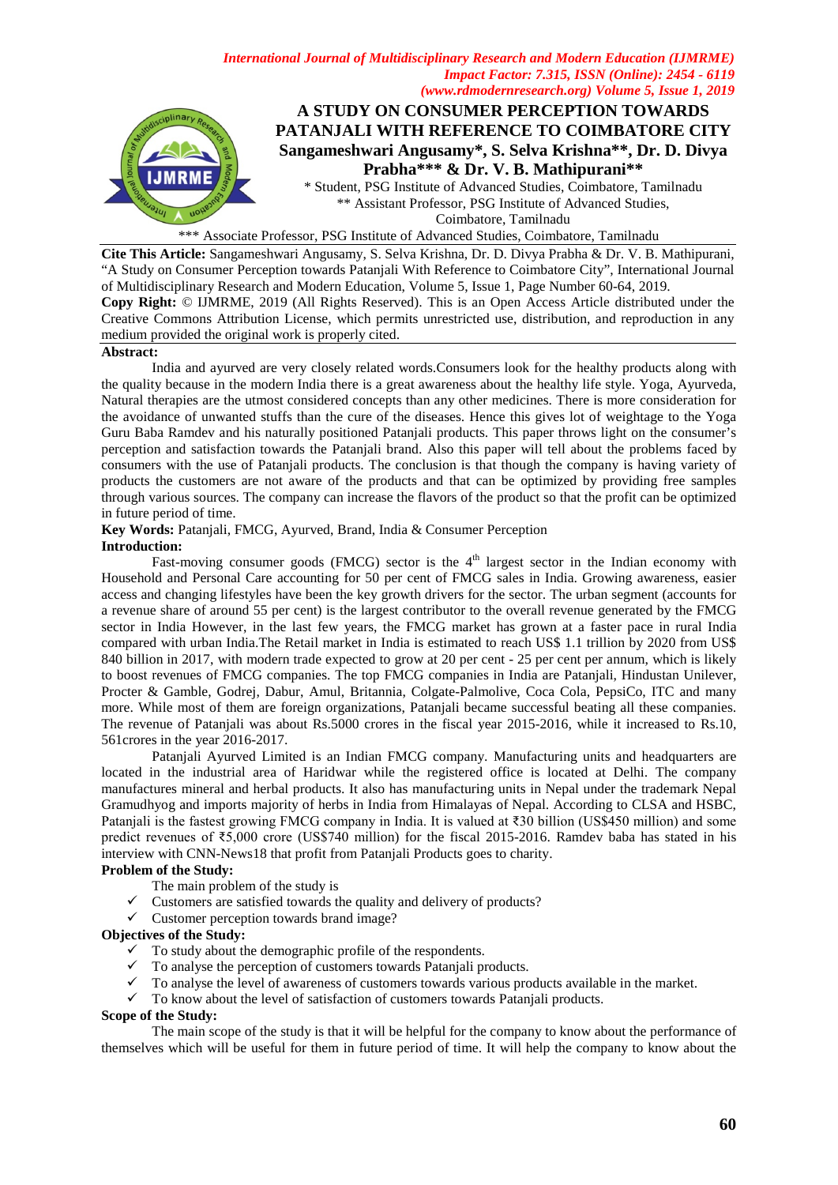# A STUDY ON CONSUMER PERCEPTION TOWARDS PATANJALI WITH REFERENCE TO COIMBATORE CITY

**Sangameshwari Angusamy*, S. Selva Krishna**, Dr. D. Divya Prabha*** & Dr. V. B. Mathipurani****

\* Student, PSG Institute of Advanced Studies, Coimbatore, Tamilnadu

\*\* Assistant Professor, PSG Institute of Advanced Studies, Coimbatore, Tamilnadu

\*\*\* Associate Professor, PSG Institute of Advanced Studies, Coimbatore, Tamilnadu

**Cite This Article:** Sangameshwari Angusamy, S. Selva Krishna, Dr. D. Divya Prabha & Dr. V. B. Mathipurani, "A Study on Consumer Perception towards Patanjali With Reference to Coimbatore City", International Journal of Multidisciplinary Research and Modern Education, Volume 5, Issue 1, Page Number 60-64, 2019.

**Copy Right:** © IJMRME, 2019 (All Rights Reserved). This is an Open Access Article distributed under the Creative Commons Attribution License, which permits unrestricted use, distribution, and reproduction in any medium provided the original work is properly cited.

**Abstract:**

India and ayurved are very closely related words.Consumers look for the healthy products along with the quality because in the modern India there is a great awareness about the healthy life style. Yoga, Ayurveda, Natural therapies are the utmost considered concepts than any other medicines. There is more consideration for the avoidance of unwanted stuffs than the cure of the diseases. Hence this gives lot of weightage to the Yoga Guru Baba Ramdev and his naturally positioned Patanjali products. This paper throws light on the consumer's perception and satisfaction towards the Patanjali brand. Also this paper will tell about the problems faced by consumers with the use of Patanjali products. The conclusion is that though the company is having variety of products the customers are not aware of the products and that can be optimized by providing free samples through various sources. The company can increase the flavors of the product so that the profit can be optimized in future period of time.

**Key Words:** Patanjali, FMCG, Ayurved, Brand, India & Consumer Perception

**Introduction:**

Fast-moving consumer goods (FMCG) sector is the 4th largest sector in the Indian economy with Household and Personal Care accounting for 50 per cent of FMCG sales in India. Growing awareness, easier access and changing lifestyles have been the key growth drivers for the sector. The urban segment (accounts for a revenue share of around 55 per cent) is the largest contributor to the overall revenue generated by the FMCG sector in India However, in the last few years, the FMCG market has grown at a faster pace in rural India compared with urban India.The Retail market in India is estimated to reach US$ 1.1 trillion by 2020 from US$ 840 billion in 2017, with modern trade expected to grow at 20 per cent - 25 per cent per annum, which is likely to boost revenues of FMCG companies. The top FMCG companies in India are Patanjali, Hindustan Unilever, Procter & Gamble, Godrej, Dabur, Amul, Britannia, Colgate-Palmolive, Coca Cola, PepsiCo, ITC and many more. While most of them are foreign organizations, Patanjali became successful beating all these companies. The revenue of Patanjali was about Rs.5000 crores in the fiscal year 2015-2016, while it increased to Rs.10, 561crores in the year 2016-2017.

Patanjali Ayurved Limited is an Indian FMCG company. Manufacturing units and headquarters are located in the industrial area of Haridwar while the registered office is located at Delhi. The company manufactures mineral and herbal products. It also has manufacturing units in Nepal under the trademark Nepal Gramudhyog and imports majority of herbs in India from Himalayas of Nepal. According to CLSA and HSBC, Patanjali is the fastest growing FMCG company in India. It is valued at ₹30 billion (US$450 million) and some predict revenues of ₹5,000 crore (US$740 million) for the fiscal 2015-2016. Ramdev baba has stated in his interview with CNN-News18 that profit from Patanjali Products goes to charity.

**Problem of the Study:**

The main problem of the study is

- ✓ Customers are satisfied towards the quality and delivery of products?
- ✓ Customer perception towards brand image?

**Objectives of the Study:**

- ✓ To study about the demographic profile of the respondents.
- ✓ To analyse the perception of customers towards Patanjali products.
- ✓ To analyse the level of awareness of customers towards various products available in the market.
- ✓ To know about the level of satisfaction of customers towards Patanjali products.

**Scope of the Study:**

The main scope of the study is that it will be helpful for the company to know about the performance of themselves which will be useful for them in future period of time. It will help the company to know about the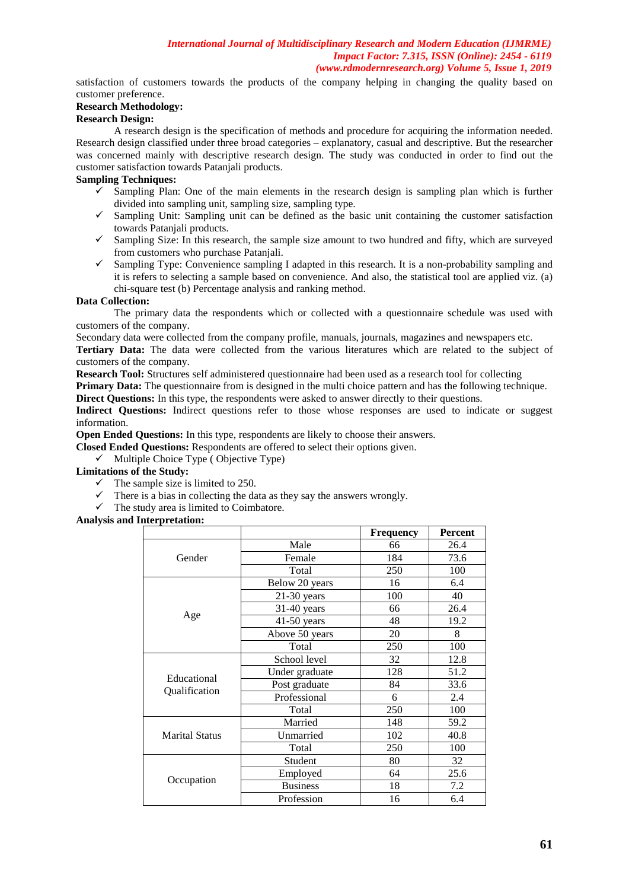satisfaction of customers towards the products of the company helping in changing the quality based on customer preference.

**Research Methodology:**

**Research Design:**

A research design is the specification of methods and procedure for acquiring the information needed. Research design classified under three broad categories – explanatory, casual and descriptive. But the researcher was concerned mainly with descriptive research design. The study was conducted in order to find out the customer satisfaction towards Patanjali products.

**Sampling Techniques:**

- ✓ Sampling Plan: One of the main elements in the research design is sampling plan which is further divided into sampling unit, sampling size, sampling type.
- ✓ Sampling Unit: Sampling unit can be defined as the basic unit containing the customer satisfaction towards Patanjali products.
- ✓ Sampling Size: In this research, the sample size amount to two hundred and fifty, which are surveyed from customers who purchase Patanjali.
- ✓ Sampling Type: Convenience sampling I adapted in this research. It is a non-probability sampling and it is refers to selecting a sample based on convenience. And also, the statistical tool are applied viz. (a) chi-square test (b) Percentage analysis and ranking method.

**Data Collection:**

The primary data the respondents which or collected with a questionnaire schedule was used with customers of the company.

Secondary data were collected from the company profile, manuals, journals, magazines and newspapers etc.

**Tertiary Data:** The data were collected from the various literatures which are related to the subject of customers of the company.

**Research Tool:** Structures self administered questionnaire had been used as a research tool for collecting

**Primary Data:** The questionnaire from is designed in the multi choice pattern and has the following technique.

**Direct Questions:** In this type, the respondents were asked to answer directly to their questions.

**Indirect Questions:** Indirect questions refer to those whose responses are used to indicate or suggest information.

**Open Ended Questions:** In this type, respondents are likely to choose their answers.

**Closed Ended Questions:** Respondents are offered to select their options given.

- ✓ Multiple Choice Type ( Objective Type)

**Limitations of the Study:**

- ✓ The sample size is limited to 250.
- ✓ There is a bias in collecting the data as they say the answers wrongly.
- ✓ The study area is limited to Coimbatore.

**Analysis and Interpretation:**

| | | Frequency | Percent |
|---|---|---|---|
| Gender | Male | 66 | 26.4 |
| | Female | 184 | 73.6 |
| | Total | 250 | 100 |
| Age | Below 20 years | 16 | 6.4 |
| | 21-30 years | 100 | 40 |
| | 31-40 years | 66 | 26.4 |
| | 41-50 years | 48 | 19.2 |
| | Above 50 years | 20 | 8 |
| | Total | 250 | 100 |
| Educational Qualification | School level | 32 | 12.8 |
| | Under graduate | 128 | 51.2 |
| | Post graduate | 84 | 33.6 |
| | Professional | 6 | 2.4 |
| | Total | 250 | 100 |
| Marital Status | Married | 148 | 59.2 |
| | Unmarried | 102 | 40.8 |
| | Total | 250 | 100 |
| Occupation | Student | 80 | 32 |
| | Employed | 64 | 25.6 |
| | Business | 18 | 7.2 |
| | Profession | 16 | 6.4 |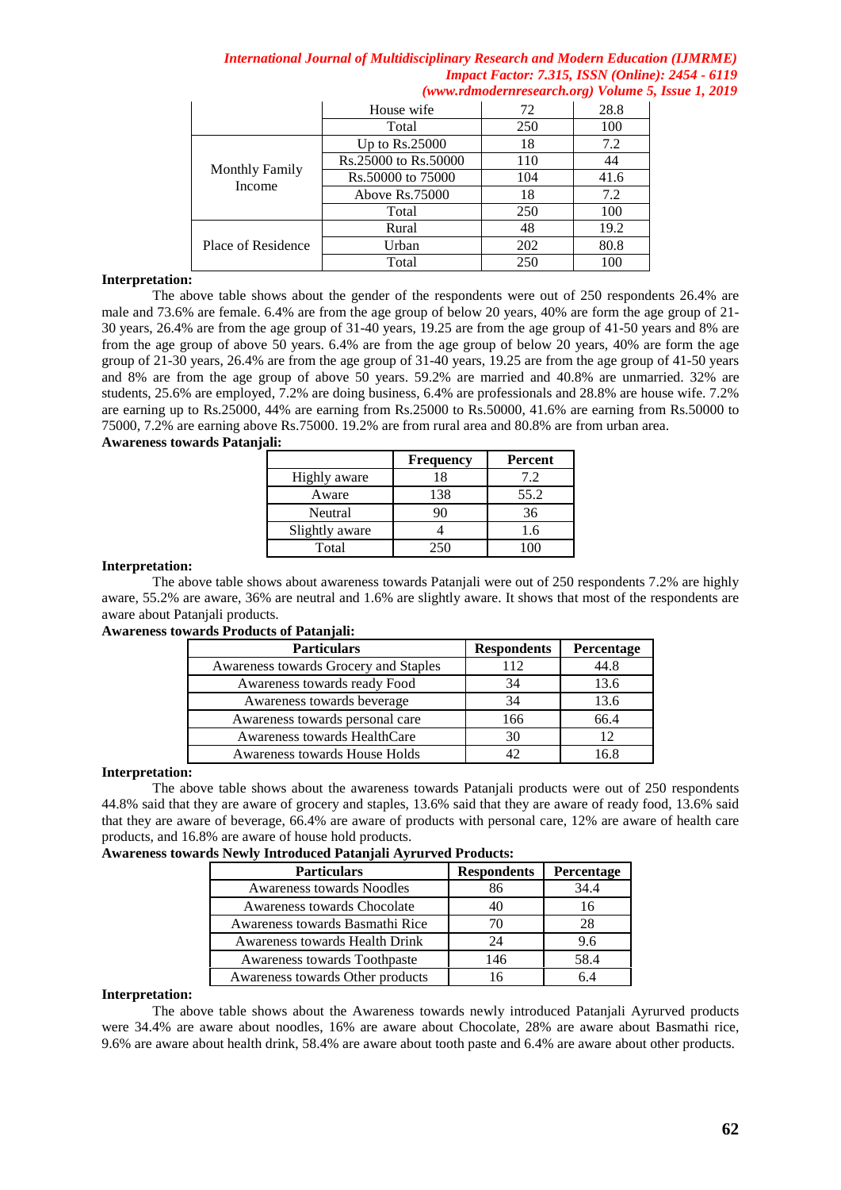|  | House wife | 72 | 28.8 |
|---|---|---|---|
|  | Total | 250 | 100 |
| Monthly Family Income | Up to Rs.25000 | 18 | 7.2 |
|  | Rs.25000 to Rs.50000 | 110 | 44 |
|  | Rs.50000 to 75000 | 104 | 41.6 |
|  | Above Rs.75000 | 18 | 7.2 |
|  | Total | 250 | 100 |
| Place of Residence | Rural | 48 | 19.2 |
|  | Urban | 202 | 80.8 |
|  | Total | 250 | 100 |

**Interpretation:**

The above table shows about the gender of the respondents were out of 250 respondents 26.4% are male and 73.6% are female. 6.4% are from the age group of below 20 years, 40% are form the age group of 21-30 years, 26.4% are from the age group of 31-40 years, 19.25 are from the age group of 41-50 years and 8% are from the age group of above 50 years. 6.4% are from the age group of below 20 years, 40% are form the age group of 21-30 years, 26.4% are from the age group of 31-40 years, 19.25 are from the age group of 41-50 years and 8% are from the age group of above 50 years. 59.2% are married and 40.8% are unmarried. 32% are students, 25.6% are employed, 7.2% are doing business, 6.4% are professionals and 28.8% are house wife. 7.2% are earning up to Rs.25000, 44% are earning from Rs.25000 to Rs.50000, 41.6% are earning from Rs.50000 to 75000, 7.2% are earning above Rs.75000. 19.2% are from rural area and 80.8% are from urban area.

**Awareness towards Patanjali:**

|  | Frequency | Percent |
|---|---|---|
| Highly aware | 18 | 7.2 |
| Aware | 138 | 55.2 |
| Neutral | 90 | 36 |
| Slightly aware | 4 | 1.6 |
| Total | 250 | 100 |

**Interpretation:**

The above table shows about awareness towards Patanjali were out of 250 respondents 7.2% are highly aware, 55.2% are aware, 36% are neutral and 1.6% are slightly aware. It shows that most of the respondents are aware about Patanjali products.

**Awareness towards Products of Patanjali:**

| Particulars | Respondents | Percentage |
|---|---|---|
| Awareness towards Grocery and Staples | 112 | 44.8 |
| Awareness towards ready Food | 34 | 13.6 |
| Awareness towards beverage | 34 | 13.6 |
| Awareness towards personal care | 166 | 66.4 |
| Awareness towards HealthCare | 30 | 12 |
| Awareness towards House Holds | 42 | 16.8 |

**Interpretation:**

The above table shows about the awareness towards Patanjali products were out of 250 respondents 44.8% said that they are aware of grocery and staples, 13.6% said that they are aware of ready food, 13.6% said that they are aware of beverage, 66.4% are aware of products with personal care, 12% are aware of health care products, and 16.8% are aware of house hold products.

**Awareness towards Newly Introduced Patanjali Ayrurved Products:**

| Particulars | Respondents | Percentage |
|---|---|---|
| Awareness towards Noodles | 86 | 34.4 |
| Awareness towards Chocolate | 40 | 16 |
| Awareness towards Basmathi Rice | 70 | 28 |
| Awareness towards Health Drink | 24 | 9.6 |
| Awareness towards Toothpaste | 146 | 58.4 |
| Awareness towards Other products | 16 | 6.4 |

**Interpretation:**

The above table shows about the Awareness towards newly introduced Patanjali Ayrurved products were 34.4% are aware about noodles, 16% are aware about Chocolate, 28% are aware about Basmathi rice, 9.6% are aware about health drink, 58.4% are aware about tooth paste and 6.4% are aware about other products.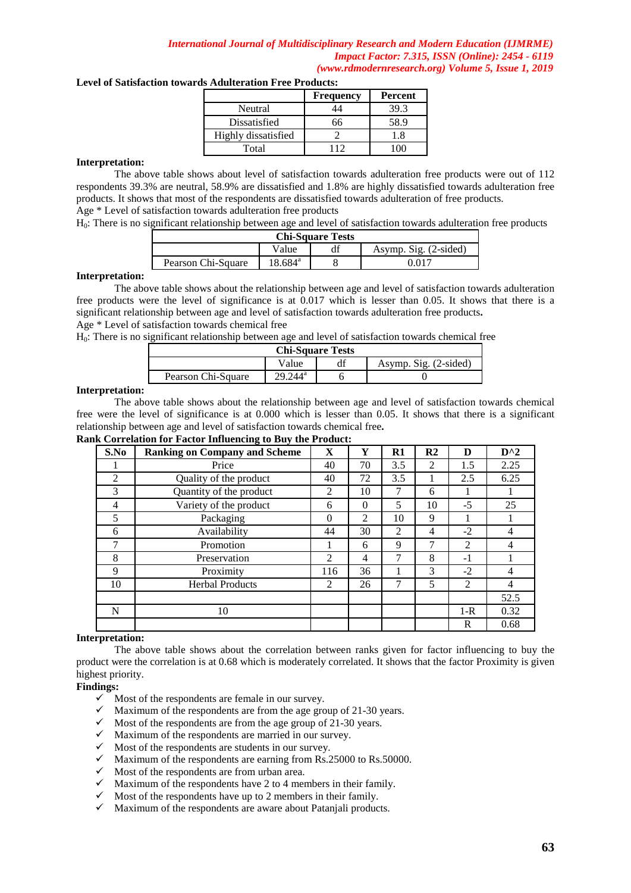**Level of Satisfaction towards Adulteration Free Products:**

| | Frequency | Percent |
|---|---|---|
| Neutral | 44 | 39.3 |
| Dissatisfied | 66 | 58.9 |
| Highly dissatisfied | 2 | 1.8 |
| Total | 112 | 100 |

**Interpretation:**

The above table shows about level of satisfaction towards adulteration free products were out of 112 respondents 39.3% are neutral, 58.9% are dissatisfied and 1.8% are highly dissatisfied towards adulteration free products. It shows that most of the respondents are dissatisfied towards adulteration of free products.

Age * Level of satisfaction towards adulteration free products

$H_0$: There is no significant relationship between age and level of satisfaction towards adulteration free products

| Chi-Square Tests | | | |
|---|---|---|---|
| | Value | df | Asymp. Sig. (2-sided) |
| Pearson Chi-Square | 18.684[a] | 8 | 0.017 |

**Interpretation:**

The above table shows about the relationship between age and level of satisfaction towards adulteration free products were the level of significance is at 0.017 which is lesser than 0.05. It shows that there is a significant relationship between age and level of satisfaction towards adulteration free products**.**

Age * Level of satisfaction towards chemical free

$H_0$: There is no significant relationship between age and level of satisfaction towards chemical free

| Chi-Square Tests | | | |
|---|---|---|---|
| | Value | df | Asymp. Sig. (2-sided) |
| Pearson Chi-Square | 29.244[a] | 6 | 0 |

**Interpretation:**

The above table shows about the relationship between age and level of satisfaction towards chemical free were the level of significance is at 0.000 which is lesser than 0.05. It shows that there is a significant relationship between age and level of satisfaction towards chemical free**.**

**Rank Correlation for Factor Influencing to Buy the Product:**

| S.No | Ranking on Company and Scheme | X | Y | R1 | R2 | D | D^2 |
|---|---|---|---|---|---|---|---|
| 1 | Price | 40 | 70 | 3.5 | 2 | 1.5 | 2.25 |
| 2 | Quality of the product | 40 | 72 | 3.5 | 1 | 2.5 | 6.25 |
| 3 | Quantity of the product | 2 | 10 | 7 | 6 | 1 | 1 |
| 4 | Variety of the product | 6 | 0 | 5 | 10 | -5 | 25 |
| 5 | Packaging | 0 | 2 | 10 | 9 | 1 | 1 |
| 6 | Availability | 44 | 30 | 2 | 4 | -2 | 4 |
| 7 | Promotion | 1 | 6 | 9 | 7 | 2 | 4 |
| 8 | Preservation | 2 | 4 | 7 | 8 | -1 | 1 |
| 9 | Proximity | 116 | 36 | 1 | 3 | -2 | 4 |
| 10 | Herbal Products | 2 | 26 | 7 | 5 | 2 | 4 |
| | | | | | | | 52.5 |
| N | 10 | | | | | 1-R | 0.32 |
| | | | | | | R | 0.68 |

**Interpretation:**

The above table shows about the correlation between ranks given for factor influencing to buy the product were the correlation is at 0.68 which is moderately correlated. It shows that the factor Proximity is given highest priority.

**Findings:**

- ✓ Most of the respondents are female in our survey.
- ✓ Maximum of the respondents are from the age group of 21-30 years.
- ✓ Most of the respondents are from the age group of 21-30 years.
- ✓ Maximum of the respondents are married in our survey.
- ✓ Most of the respondents are students in our survey.
- ✓ Maximum of the respondents are earning from Rs.25000 to Rs.50000.
- ✓ Most of the respondents are from urban area.
- ✓ Maximum of the respondents have 2 to 4 members in their family.
- ✓ Most of the respondents have up to 2 members in their family.
- ✓ Maximum of the respondents are aware about Patanjali products.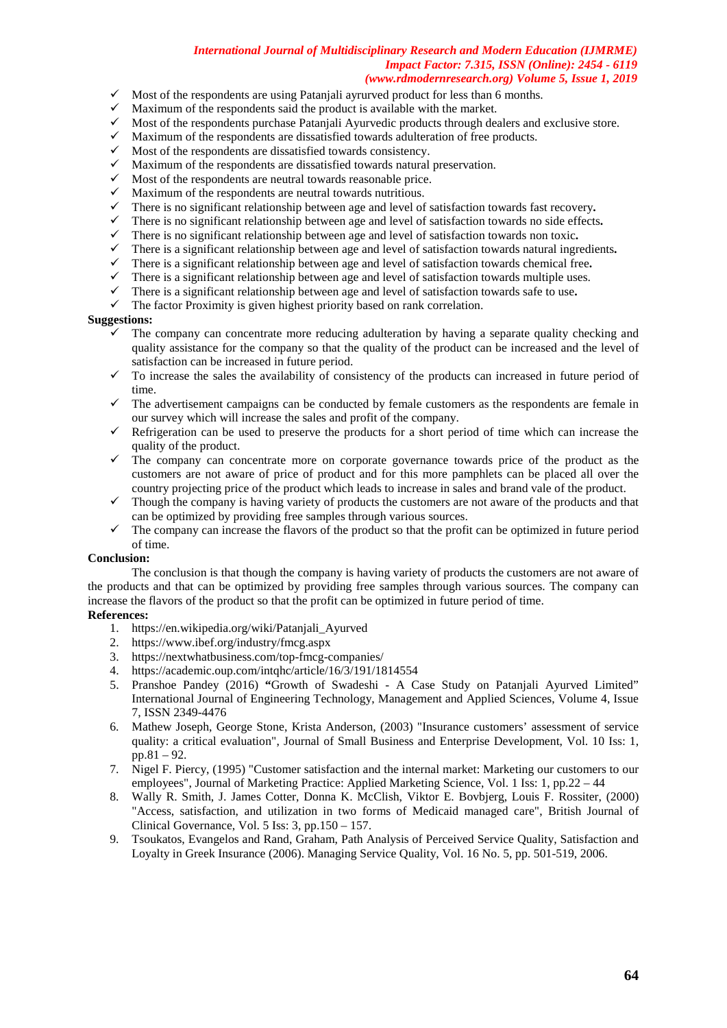- Most of the respondents are using Patanjali ayrurved product for less than 6 months.
- Maximum of the respondents said the product is available with the market.
- Most of the respondents purchase Patanjali Ayurvedic products through dealers and exclusive store.
- Maximum of the respondents are dissatisfied towards adulteration of free products.
- Most of the respondents are dissatisfied towards consistency.
- Maximum of the respondents are dissatisfied towards natural preservation.
- Most of the respondents are neutral towards reasonable price.
- Maximum of the respondents are neutral towards nutritious.
- There is no significant relationship between age and level of satisfaction towards fast recovery**.**
- There is no significant relationship between age and level of satisfaction towards no side effects**.**
- There is no significant relationship between age and level of satisfaction towards non toxic**.**
- There is a significant relationship between age and level of satisfaction towards natural ingredients**.**
- There is a significant relationship between age and level of satisfaction towards chemical free**.**
- There is a significant relationship between age and level of satisfaction towards multiple uses.
- There is a significant relationship between age and level of satisfaction towards safe to use**.**
- The factor Proximity is given highest priority based on rank correlation.

**Suggestions:**

- The company can concentrate more reducing adulteration by having a separate quality checking and quality assistance for the company so that the quality of the product can be increased and the level of satisfaction can be increased in future period.
- To increase the sales the availability of consistency of the products can increased in future period of time.
- The advertisement campaigns can be conducted by female customers as the respondents are female in our survey which will increase the sales and profit of the company.
- Refrigeration can be used to preserve the products for a short period of time which can increase the quality of the product.
- The company can concentrate more on corporate governance towards price of the product as the customers are not aware of price of product and for this more pamphlets can be placed all over the country projecting price of the product which leads to increase in sales and brand vale of the product.
- Though the company is having variety of products the customers are not aware of the products and that can be optimized by providing free samples through various sources.
- The company can increase the flavors of the product so that the profit can be optimized in future period of time.

**Conclusion:**

The conclusion is that though the company is having variety of products the customers are not aware of the products and that can be optimized by providing free samples through various sources. The company can increase the flavors of the product so that the profit can be optimized in future period of time.

**References:**

1. https://en.wikipedia.org/wiki/Patanjali_Ayurved
2. https://www.ibef.org/industry/fmcg.aspx
3. https://nextwhatbusiness.com/top-fmcg-companies/
4. https://academic.oup.com/intqhc/article/16/3/191/1814554
5. Pranshoe Pandey (2016) **"**Growth of Swadeshi - A Case Study on Patanjali Ayurved Limited" International Journal of Engineering Technology, Management and Applied Sciences, Volume 4, Issue 7, ISSN 2349-4476
6. Mathew Joseph, George Stone, Krista Anderson, (2003) "Insurance customers' assessment of service quality: a critical evaluation", Journal of Small Business and Enterprise Development, Vol. 10 Iss: 1, pp.81 – 92.
7. Nigel F. Piercy, (1995) "Customer satisfaction and the internal market: Marketing our customers to our employees", Journal of Marketing Practice: Applied Marketing Science, Vol. 1 Iss: 1, pp.22 – 44
8. Wally R. Smith, J. James Cotter, Donna K. McClish, Viktor E. Bovbjerg, Louis F. Rossiter, (2000) "Access, satisfaction, and utilization in two forms of Medicaid managed care", British Journal of Clinical Governance, Vol. 5 Iss: 3, pp.150 – 157.
9. Tsoukatos, Evangelos and Rand, Graham, Path Analysis of Perceived Service Quality, Satisfaction and Loyalty in Greek Insurance (2006). Managing Service Quality, Vol. 16 No. 5, pp. 501-519, 2006.